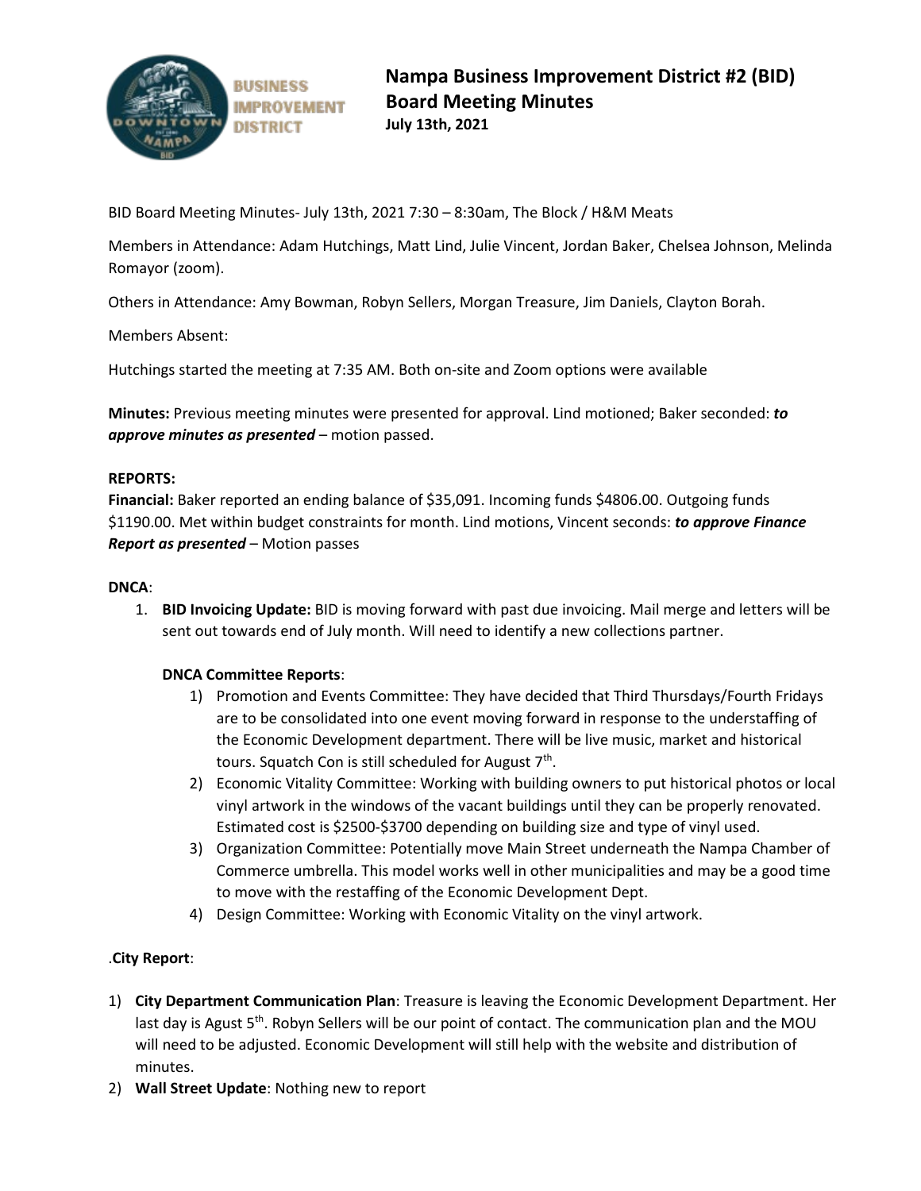BUSINESS IMPROVEMENT DISTRICT

# Nampa Business Improvement District #2 (BID) Board Meeting Minutes

**July 13th, 2021**

BID Board Meeting Minutes- July 13th, 2021 7:30 – 8:30am, The Block / H&M Meats

Members in Attendance: Adam Hutchings, Matt Lind, Julie Vincent, Jordan Baker, Chelsea Johnson, Melinda Romayor (zoom).

Others in Attendance: Amy Bowman, Robyn Sellers, Morgan Treasure, Jim Daniels, Clayton Borah.

Members Absent:

Hutchings started the meeting at 7:35 AM. Both on-site and Zoom options were available

**Minutes:** Previous meeting minutes were presented for approval. Lind motioned; Baker seconded: ***to approve minutes as presented*** – motion passed.

**REPORTS:**

**Financial:** Baker reported an ending balance of $35,091. Incoming funds $4806.00. Outgoing funds $1190.00. Met within budget constraints for month. Lind motions, Vincent seconds: ***to approve Finance Report as presented*** – Motion passes

**DNCA**:

1. **BID Invoicing Update:** BID is moving forward with past due invoicing. Mail merge and letters will be sent out towards end of July month. Will need to identify a new collections partner.

   **DNCA Committee Reports**:

   1) Promotion and Events Committee: They have decided that Third Thursdays/Fourth Fridays are to be consolidated into one event moving forward in response to the understaffing of the Economic Development department. There will be live music, market and historical tours. Squatch Con is still scheduled for August 7th.
   2) Economic Vitality Committee: Working with building owners to put historical photos or local vinyl artwork in the windows of the vacant buildings until they can be properly renovated. Estimated cost is $2500-$3700 depending on building size and type of vinyl used.
   3) Organization Committee: Potentially move Main Street underneath the Nampa Chamber of Commerce umbrella. This model works well in other municipalities and may be a good time to move with the restaffing of the Economic Development Dept.
   4) Design Committee: Working with Economic Vitality on the vinyl artwork.

.**City Report**:

1) **City Department Communication Plan**: Treasure is leaving the Economic Development Department. Her last day is Agust 5th. Robyn Sellers will be our point of contact. The communication plan and the MOU will need to be adjusted. Economic Development will still help with the website and distribution of minutes.
2) **Wall Street Update**: Nothing new to report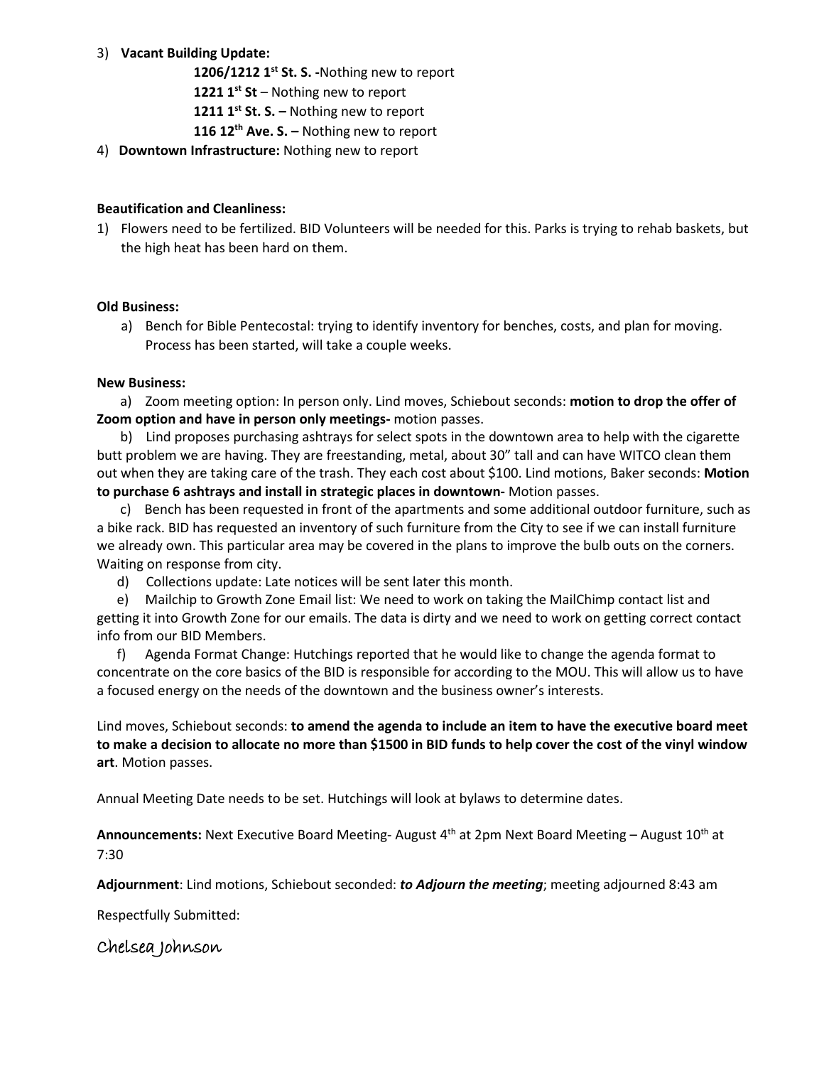3) **Vacant Building Update:**

   **1206/1212 1st St. S. -**Nothing new to report

   **1221 1st St** – Nothing new to report

   **1211 1st St. S. –** Nothing new to report

   **116 12th Ave. S. –** Nothing new to report

4) **Downtown Infrastructure:** Nothing new to report

**Beautification and Cleanliness:**

1) Flowers need to be fertilized. BID Volunteers will be needed for this. Parks is trying to rehab baskets, but the high heat has been hard on them.

**Old Business:**

a) Bench for Bible Pentecostal: trying to identify inventory for benches, costs, and plan for moving. Process has been started, will take a couple weeks.

**New Business:**

a) Zoom meeting option: In person only. Lind moves, Schiebout seconds: **motion to drop the offer of Zoom option and have in person only meetings-** motion passes.

b) Lind proposes purchasing ashtrays for select spots in the downtown area to help with the cigarette butt problem we are having. They are freestanding, metal, about 30" tall and can have WITCO clean them out when they are taking care of the trash. They each cost about $100. Lind motions, Baker seconds: **Motion to purchase 6 ashtrays and install in strategic places in downtown-** Motion passes.

c) Bench has been requested in front of the apartments and some additional outdoor furniture, such as a bike rack. BID has requested an inventory of such furniture from the City to see if we can install furniture we already own. This particular area may be covered in the plans to improve the bulb outs on the corners. Waiting on response from city.

d) Collections update: Late notices will be sent later this month.

e) Mailchip to Growth Zone Email list: We need to work on taking the MailChimp contact list and getting it into Growth Zone for our emails. The data is dirty and we need to work on getting correct contact info from our BID Members.

f) Agenda Format Change: Hutchings reported that he would like to change the agenda format to concentrate on the core basics of the BID is responsible for according to the MOU. This will allow us to have a focused energy on the needs of the downtown and the business owner's interests.

Lind moves, Schiebout seconds: **to amend the agenda to include an item to have the executive board meet to make a decision to allocate no more than $1500 in BID funds to help cover the cost of the vinyl window art**. Motion passes.

Annual Meeting Date needs to be set. Hutchings will look at bylaws to determine dates.

**Announcements:** Next Executive Board Meeting- August 4th at 2pm Next Board Meeting – August 10th at 7:30

**Adjournment**: Lind motions, Schiebout seconded: ***to Adjourn the meeting***; meeting adjourned 8:43 am

Respectfully Submitted:

Chelsea Johnson